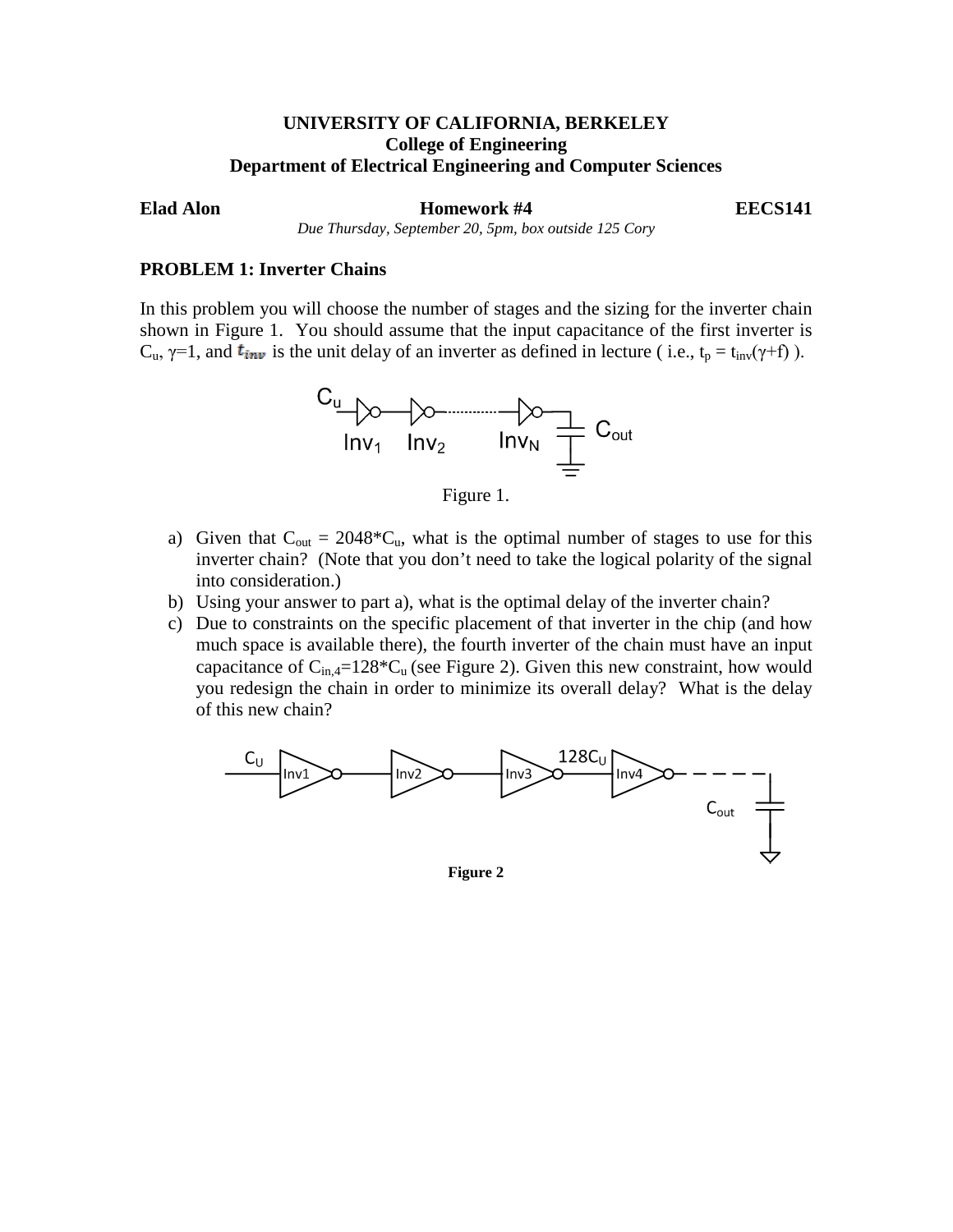**UNIVERSITY OF CALIFORNIA, BERKELEY**
**College of Engineering**
**Department of Electrical Engineering and Computer Sciences**

**Elad Alon** **Homework #4** **EECS141**

*Due Thursday, September 20, 5pm, box outside 125 Cory*

### PROBLEM 1: Inverter Chains

In this problem you will choose the number of stages and the sizing for the inverter chain shown in Figure 1. You should assume that the input capacitance of the first inverter is $C_u$, $\gamma$=1, and $t_{inv}$ is the unit delay of an inverter as defined in lecture ( i.e., $t_p = t_{inv}(\gamma+f)$ ).

Figure 1.

a) Given that $C_{out} = 2048 * C_u$, what is the optimal number of stages to use for this inverter chain? (Note that you don't need to take the logical polarity of the signal into consideration.)

b) Using your answer to part a), what is the optimal delay of the inverter chain?

c) Due to constraints on the specific placement of that inverter in the chip (and how much space is available there), the fourth inverter of the chain must have an input capacitance of $C_{in,4}=128*C_u$ (see Figure 2). Given this new constraint, how would you redesign the chain in order to minimize its overall delay? What is the delay of this new chain?

**Figure 2**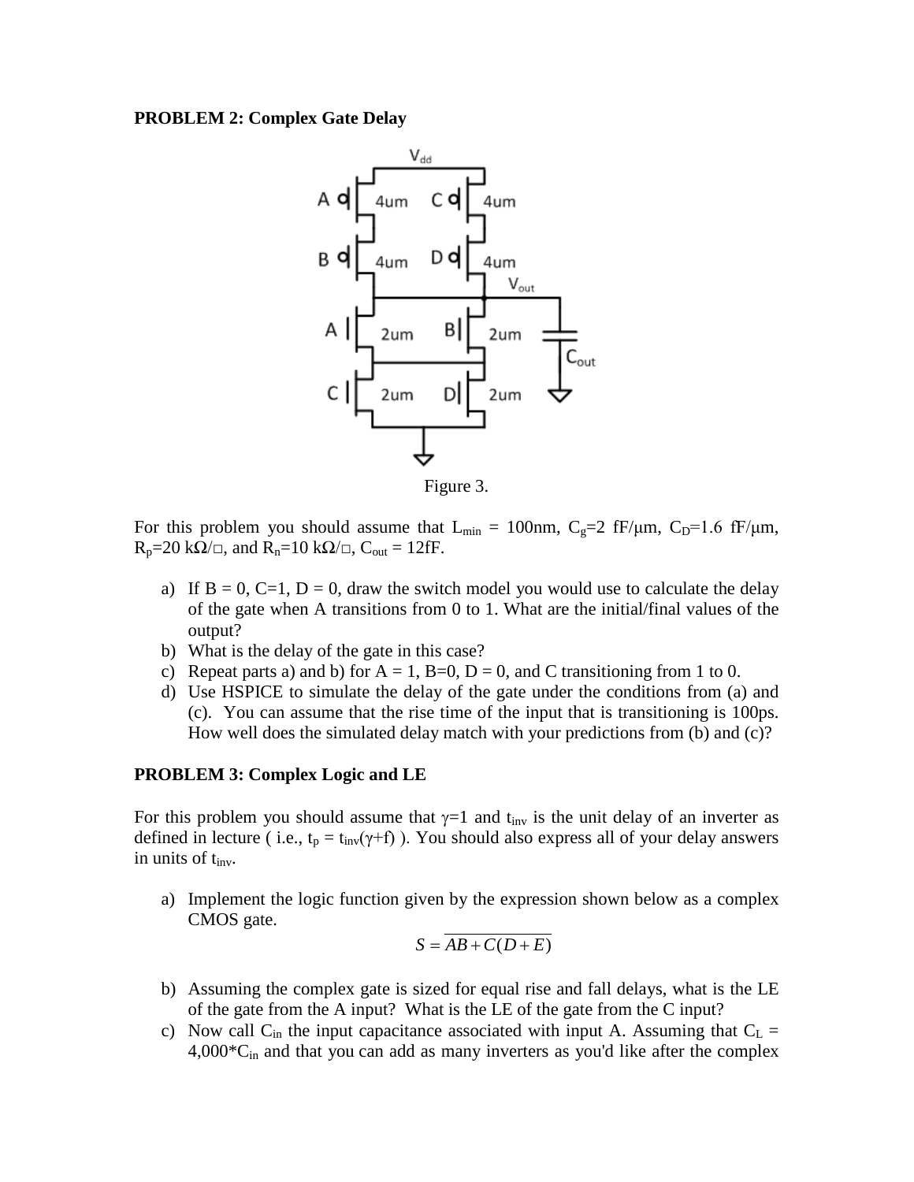**PROBLEM 2: Complex Gate Delay**

Figure 3.

For this problem you should assume that $L_{min}$ = 100nm, $C_g$=2 fF/μm, $C_D$=1.6 fF/μm, $R_p$=20 kΩ/□, and $R_n$=10 kΩ/□, $C_{out}$ = 12fF.

a) If B = 0, C=1, D = 0, draw the switch model you would use to calculate the delay of the gate when A transitions from 0 to 1. What are the initial/final values of the output?
b) What is the delay of the gate in this case?
c) Repeat parts a) and b) for A = 1, B=0, D = 0, and C transitioning from 1 to 0.
d) Use HSPICE to simulate the delay of the gate under the conditions from (a) and (c). You can assume that the rise time of the input that is transitioning is 100ps. How well does the simulated delay match with your predictions from (b) and (c)?

**PROBLEM 3: Complex Logic and LE**

For this problem you should assume that $\gamma$=1 and $t_{inv}$ is the unit delay of an inverter as defined in lecture ( i.e., $t_p = t_{inv}(\gamma+f)$ ). You should also express all of your delay answers in units of $t_{inv}$.

a) Implement the logic function given by the expression shown below as a complex CMOS gate.

$$S = \overline{AB + C(D+E)}$$

b) Assuming the complex gate is sized for equal rise and fall delays, what is the LE of the gate from the A input? What is the LE of the gate from the C input?
c) Now call $C_{in}$ the input capacitance associated with input A. Assuming that $C_L$ = 4,000*$C_{in}$ and that you can add as many inverters as you'd like after the complex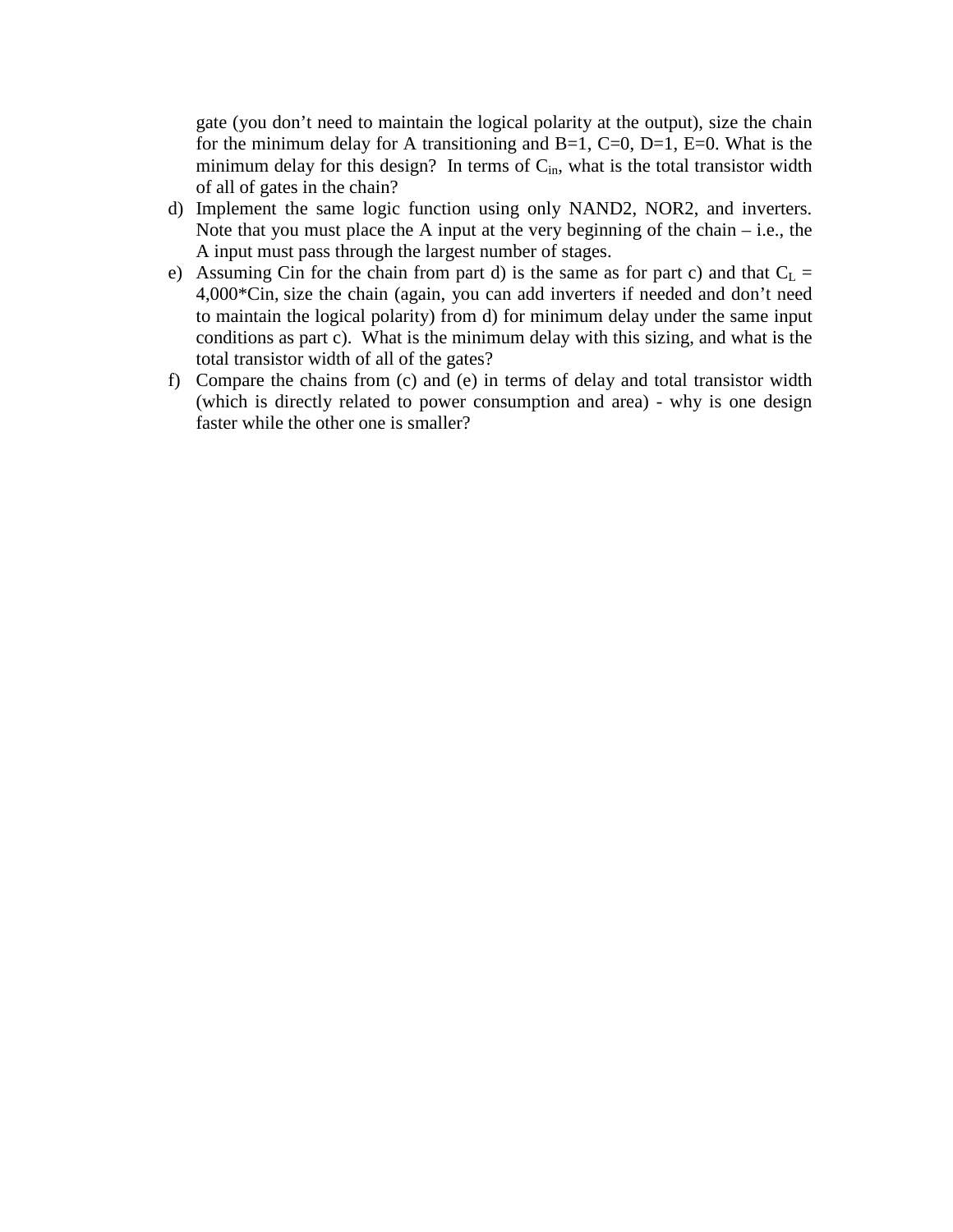gate (you don't need to maintain the logical polarity at the output), size the chain for the minimum delay for A transitioning and B=1, C=0, D=1, E=0. What is the minimum delay for this design? In terms of $C_{in}$, what is the total transistor width of all of gates in the chain?

d) Implement the same logic function using only NAND2, NOR2, and inverters. Note that you must place the A input at the very beginning of the chain – i.e., the A input must pass through the largest number of stages.

e) Assuming Cin for the chain from part d) is the same as for part c) and that $C_L$ = 4,000*Cin, size the chain (again, you can add inverters if needed and don't need to maintain the logical polarity) from d) for minimum delay under the same input conditions as part c). What is the minimum delay with this sizing, and what is the total transistor width of all of the gates?

f) Compare the chains from (c) and (e) in terms of delay and total transistor width (which is directly related to power consumption and area) - why is one design faster while the other one is smaller?